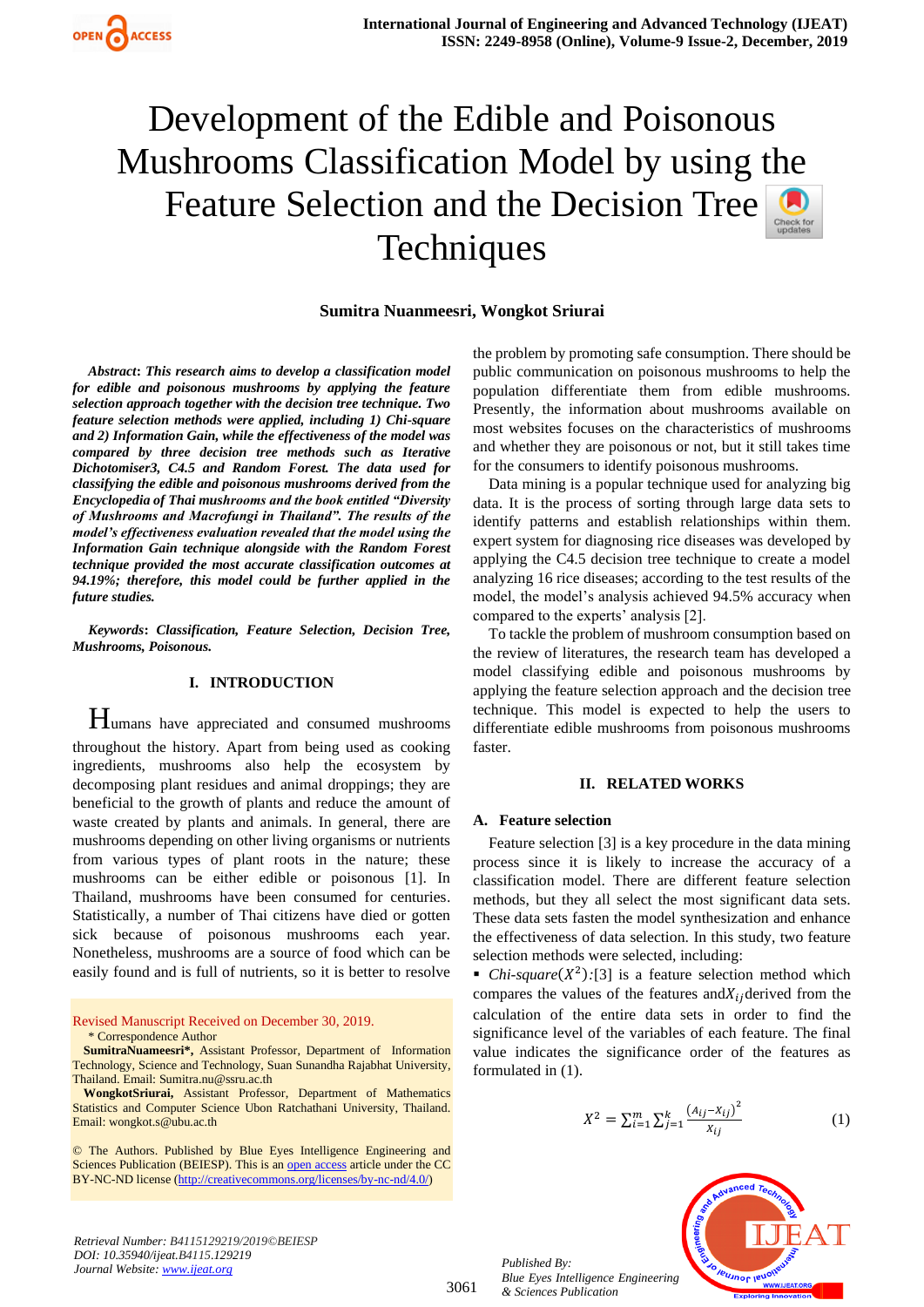# Development of the Edible and Poisonous Mushrooms Classification Model by using the Feature Selection and the Decision Tree Techniques

**Sumitra Nuanmeesri, Wongkot Sriurai**

***Abstract*: *This research aims to develop a classification model for edible and poisonous mushrooms by applying the feature selection approach together with the decision tree technique. Two feature selection methods were applied, including 1) Chi-square and 2) Information Gain, while the effectiveness of the model was compared by three decision tree methods such as Iterative Dichotomiser3, C4.5 and Random Forest. The data used for classifying the edible and poisonous mushrooms derived from the Encyclopedia of Thai mushrooms and the book entitled "Diversity of Mushrooms and Macrofungi in Thailand". The results of the model's effectiveness evaluation revealed that the model using the Information Gain technique alongside with the Random Forest technique provided the most accurate classification outcomes at 94.19%; therefore, this model could be further applied in the future studies.***

***Keywords*: *Classification, Feature Selection, Decision Tree, Mushrooms, Poisonous.***

## I. INTRODUCTION

Humans have appreciated and consumed mushrooms throughout the history. Apart from being used as cooking ingredients, mushrooms also help the ecosystem by decomposing plant residues and animal droppings; they are beneficial to the growth of plants and reduce the amount of waste created by plants and animals. In general, there are mushrooms depending on other living organisms or nutrients from various types of plant roots in the nature; these mushrooms can be either edible or poisonous [1]. In Thailand, mushrooms have been consumed for centuries. Statistically, a number of Thai citizens have died or gotten sick because of poisonous mushrooms each year. Nonetheless, mushrooms are a source of food which can be easily found and is full of nutrients, so it is better to resolve the problem by promoting safe consumption. There should be public communication on poisonous mushrooms to help the population differentiate them from edible mushrooms. Presently, the information about mushrooms available on most websites focuses on the characteristics of mushrooms and whether they are poisonous or not, but it still takes time for the consumers to identify poisonous mushrooms.

Data mining is a popular technique used for analyzing big data. It is the process of sorting through large data sets to identify patterns and establish relationships within them. expert system for diagnosing rice diseases was developed by applying the C4.5 decision tree technique to create a model analyzing 16 rice diseases; according to the test results of the model, the model's analysis achieved 94.5% accuracy when compared to the experts' analysis [2].

To tackle the problem of mushroom consumption based on the review of literatures, the research team has developed a model classifying edible and poisonous mushrooms by applying the feature selection approach and the decision tree technique. This model is expected to help the users to differentiate edible mushrooms from poisonous mushrooms faster.

Revised Manuscript Received on December 30, 2019.

\* Correspondence Author

**SumitraNuanmeesri\***, Assistant Professor, Department of Information Technology, Science and Technology, Suan Sunandha Rajabhat University, Thailand. Email: Sumitra.nu@ssru.ac.th

**WongkotSriurai,** Assistant Professor, Department of Mathematics Statistics and Computer Science Ubon Ratchathani University, Thailand. Email: wongkot.s@ubu.ac.th

© The Authors. Published by Blue Eyes Intelligence Engineering and Sciences Publication (BEIESP). This is an open access article under the CC BY-NC-ND license (http://creativecommons.org/licenses/by-nc-nd/4.0/)

## II. RELATED WORKS

### A. Feature selection

Feature selection [3] is a key procedure in the data mining process since it is likely to increase the accuracy of a classification model. There are different feature selection methods, but they all select the most significant data sets. These data sets fasten the model synthesization and enhance the effectiveness of data selection. In this study, two feature selection methods were selected, including:

- *Chi-square*($X^2$):[3] is a feature selection method which compares the values of the features and $X_{ij}$ derived from the calculation of the entire data sets in order to find the significance level of the variables of each feature. The final value indicates the significance order of the features as formulated in (1).

$$X^2 = \sum_{i=1}^{m} \sum_{j=1}^{k} \frac{(A_{ij} - X_{ij})^2}{X_{ij}} \quad (1)$$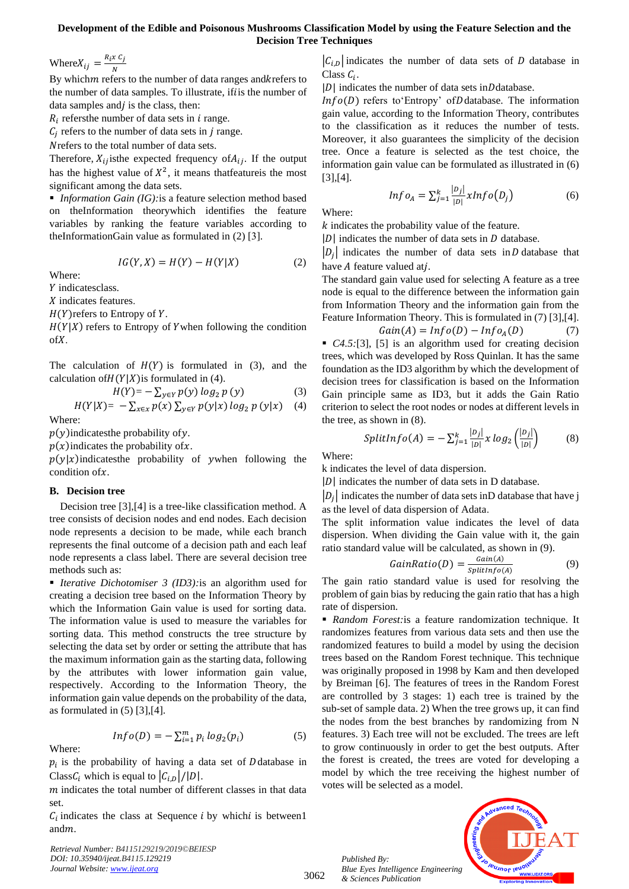Where $X_{ij} = \frac{R_i x \, C_j}{N}$

By which $m$ refers to the number of data ranges and $k$ refers to the number of data samples. To illustrate, if $i$ is the number of data samples and $j$ is the class, then:

$R_i$ refers the number of data sets in $i$ range.

$C_j$ refers to the number of data sets in $j$ range.

$N$ refers to the total number of data sets.

Therefore, $X_{ij}$ is the expected frequency of $A_{ij}$. If the output has the highest value of $X^2$, it means that feature is the most significant among the data sets.

- *Information Gain (IG):* is a feature selection method based on the Information theory which identifies the feature variables by ranking the feature variables according to the Information Gain value as formulated in (2) [3].

$$IG(Y, X) = H(Y) - H(Y|X) \qquad (2)$$

Where:

$Y$ indicates class.

$X$ indicates features.

$H(Y)$ refers to Entropy of $Y$.

$H(Y|X)$ refers to Entropy of $Y$ when following the condition of $X$.

The calculation of $H(Y)$ is formulated in (3), and the calculation of $H(Y|X)$ is formulated in (4).

$$H(Y) = -\sum_{y \in Y} p(y) \, log_2 \, p(y) \qquad (3)$$

$$H(Y|X) = -\sum_{x \in X} p(x) \sum_{y \in Y} p(y|x) \, log_2 \, p(y|x) \qquad (4)$$

Where:

$p(y)$ indicates the probability of $y$.

$p(x)$ indicates the probability of $x$.

$p(y|x)$ indicates the probability of $y$ when following the condition of $x$.

### B. Decision tree

Decision tree [3],[4] is a tree-like classification method. A tree consists of decision nodes and end nodes. Each decision node represents a decision to be made, while each branch represents the final outcome of a decision path and each leaf node represents a class label. There are several decision tree methods such as:

- *Iterative Dichotomiser 3 (ID3):* is an algorithm used for creating a decision tree based on the Information Theory by which the Information Gain value is used for sorting data. The information value is used to measure the variables for sorting data. This method constructs the tree structure by selecting the data set by order or setting the attribute that has the maximum information gain as the starting data, following by the attributes with lower information gain value, respectively. According to the Information Theory, the information gain value depends on the probability of the data, as formulated in (5) [3],[4].

$$Info(D) = -\sum_{i=1}^{m} p_i \, log_2(p_i) \qquad (5)$$

Where:

$p_i$ is the probability of having a data set of $D$ database in Class $C_i$ which is equal to $|C_{i,D}|/|D|$.

$m$ indicates the total number of different classes in that data set.

$C_i$ indicates the class at Sequence $i$ by which $i$ is between 1 and $m$.

$|C_{i,D}|$ indicates the number of data sets of $D$ database in Class $C_i$.

$|D|$ indicates the number of data sets in $D$ database.

$Info(D)$ refers to 'Entropy' of $D$ database. The information gain value, according to the Information Theory, contributes to the classification as it reduces the number of tests. Moreover, it also guarantees the simplicity of the decision tree. Once a feature is selected as the test choice, the information gain value can be formulated as illustrated in (6) [3],[4].

$$Info_A = \sum_{j=1}^{k} \frac{|D_j|}{|D|} x \, Info(D_j) \qquad (6)$$

Where:

$k$ indicates the probability value of the feature.

$|D|$ indicates the number of data sets in $D$ database.

$|D_j|$ indicates the number of data sets in $D$ database that have $A$ feature valued at $j$.

The standard gain value used for selecting A feature as a tree node is equal to the difference between the information gain from Information Theory and the information gain from the Feature Information Theory. This is formulated in (7) [3],[4].

$$Gain(A) = Info(D) - Info_A(D) \qquad (7)$$

- *C4.5:* [3], [5] is an algorithm used for creating decision trees, which was developed by Ross Quinlan. It has the same foundation as the ID3 algorithm by which the development of decision trees for classification is based on the Information Gain principle same as ID3, but it adds the Gain Ratio criterion to select the root nodes or nodes at different levels in the tree, as shown in (8).

$$SplitInfo(A) = -\sum_{j=1}^{k} \frac{|D_j|}{|D|} x \, log_2 \left( \frac{|D_j|}{|D|} \right) \qquad (8)$$

Where:

k indicates the level of data dispersion.

$|D|$ indicates the number of data sets in D database.

$|D_j|$ indicates the number of data sets in D database that have j as the level of data dispersion of A data.

The split information value indicates the level of data dispersion. When dividing the Gain value with it, the gain ratio standard value will be calculated, as shown in (9).

$$GainRatio(D) = \frac{Gain(A)}{SplitInfo(A)} \qquad (9)$$

The gain ratio standard value is used for resolving the problem of gain bias by reducing the gain ratio that has a high rate of dispersion.

- *Random Forest:* is a feature randomization technique. It randomizes features from various data sets and then use the randomized features to build a model by using the decision trees based on the Random Forest technique. This technique was originally proposed in 1998 by Kam and then developed by Breiman [6]. The features of trees in the Random Forest are controlled by 3 stages: 1) each tree is trained by the sub-set of sample data. 2) When the tree grows up, it can find the nodes from the best branches by randomizing from N features. 3) Each tree will not be excluded. The trees are left to grow continuously in order to get the best outputs. After the forest is created, the trees are voted for developing a model by which the tree receiving the highest number of votes will be selected as a model.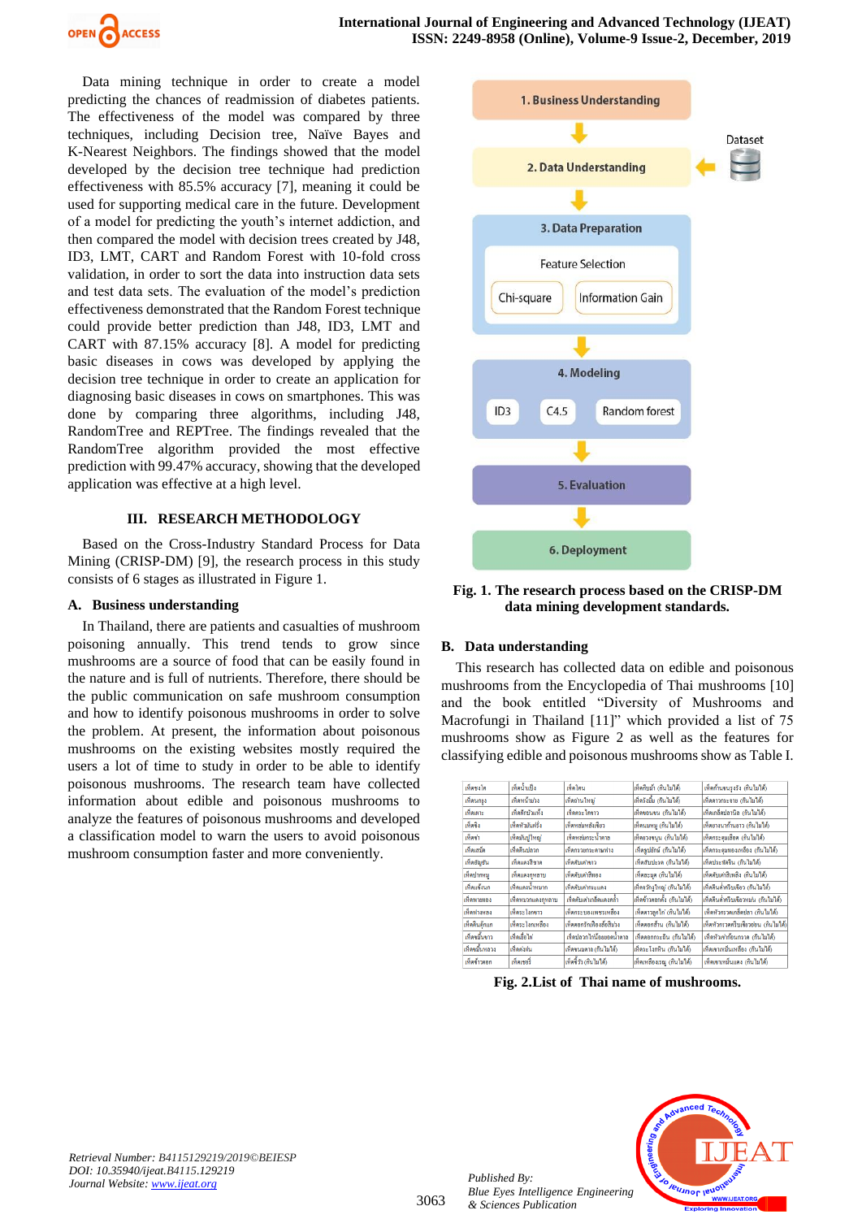Data mining technique in order to create a model predicting the chances of readmission of diabetes patients. The effectiveness of the model was compared by three techniques, including Decision tree, Naïve Bayes and K-Nearest Neighbors. The findings showed that the model developed by the decision tree technique had prediction effectiveness with 85.5% accuracy [7], meaning it could be used for supporting medical care in the future. Development of a model for predicting the youth's internet addiction, and then compared the model with decision trees created by J48, ID3, LMT, CART and Random Forest with 10-fold cross validation, in order to sort the data into instruction data sets and test data sets. The evaluation of the model's prediction effectiveness demonstrated that the Random Forest technique could provide better prediction than J48, ID3, LMT and CART with 87.15% accuracy [8]. A model for predicting basic diseases in cows was developed by applying the decision tree technique in order to create an application for diagnosing basic diseases in cows on smartphones. This was done by comparing three algorithms, including J48, RandomTree and REPTree. The findings revealed that the RandomTree algorithm provided the most effective prediction with 99.47% accuracy, showing that the developed application was effective at a high level.

## III. RESEARCH METHODOLOGY

Based on the Cross-Industry Standard Process for Data Mining (CRISP-DM) [9], the research process in this study consists of 6 stages as illustrated in Figure 1.

### A. Business understanding

In Thailand, there are patients and casualties of mushroom poisoning annually. This trend tends to grow since mushrooms are a source of food that can be easily found in the nature and is full of nutrients. Therefore, there should be the public communication on safe mushroom consumption and how to identify poisonous mushrooms in order to solve the problem. At present, the information about poisonous mushrooms on the existing websites mostly required the users a lot of time to study in order to be able to identify poisonous mushrooms. The research team have collected information about edible and poisonous mushrooms to analyze the features of poisonous mushrooms and developed a classification model to warn the users to avoid poisonous mushroom consumption faster and more conveniently.

1. Business Understanding
2. Data Understanding (Dataset)
3. Data Preparation — Feature Selection: Chi-square, Information Gain
4. Modeling — ID3, C4.5, Random forest
5. Evaluation
6. Deployment

**Fig. 1. The research process based on the CRISP-DM data mining development standards.**

### B. Data understanding

This research has collected data on edible and poisonous mushrooms from the Encyclopedia of Thai mushrooms [10] and the book entitled "Diversity of Mushrooms and Macrofungi in Thailand [11]" which provided a list of 75 mushrooms show as Figure 2 as well as the features for classifying edible and poisonous mushrooms show as Table I.

**Fig. 2.List of Thai name of mushrooms.**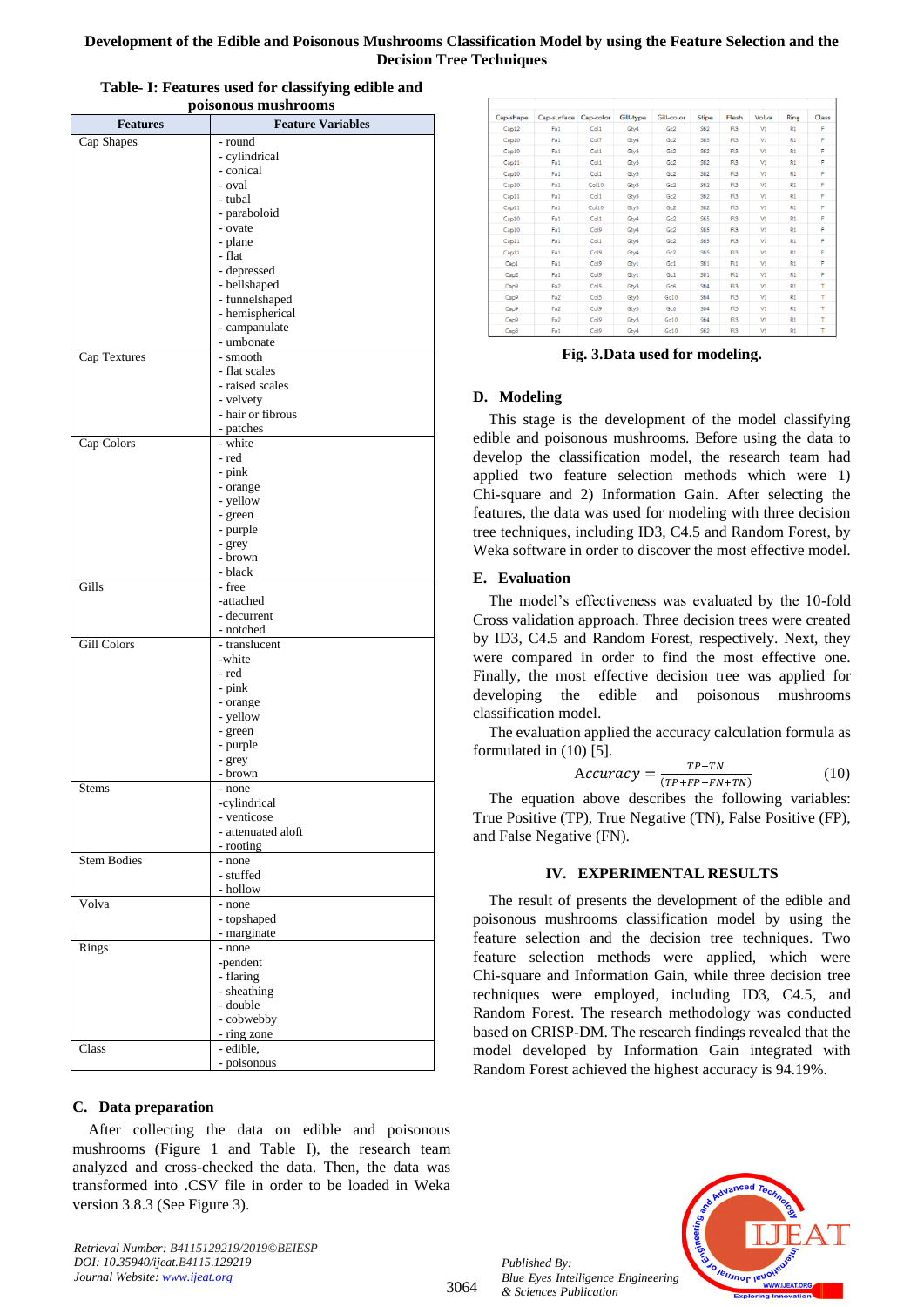**Table- I: Features used for classifying edible and poisonous mushrooms**

| Features | Feature Variables |
|---|---|
| Cap Shapes | - round<br>- cylindrical<br>- conical<br>- oval<br>- tubal<br>- paraboloid<br>- ovate<br>- plane<br>- flat<br>- depressed<br>- bellshaped<br>- funnelshaped<br>- hemispherical<br>- campanulate<br>- umbonate |
| Cap Textures | - smooth<br>- flat scales<br>- raised scales<br>- velvety<br>- hair or fibrous<br>- patches |
| Cap Colors | - white<br>- red<br>- pink<br>- orange<br>- yellow<br>- green<br>- purple<br>- grey<br>- brown<br>- black |
| Gills | - free<br>-attached<br>- decurrent<br>- notched |
| Gill Colors | - translucent<br>-white<br>- red<br>- pink<br>- orange<br>- yellow<br>- green<br>- purple<br>- grey<br>- brown |
| Stems | - none<br>-cylindrical<br>- venticose<br>- attenuated aloft<br>- rooting |
| Stem Bodies | - none<br>- stuffed<br>- hollow |
| Volva | - none<br>- topshaped<br>- marginate |
| Rings | - none<br>-pendent<br>- flaring<br>- sheathing<br>- double<br>- cobwebby<br>- ring zone |
| Class | - edible,<br>- poisonous |

### C. Data preparation

After collecting the data on edible and poisonous mushrooms (Figure 1 and Table I), the research team analyzed and cross-checked the data. Then, the data was transformed into .CSV file in order to be loaded in Weka version 3.8.3 (See Figure 3).

| Cap-shape | Cap-surface | Cap-color | Gill-type | Gill-color | Stipe | Flesh | Volva | Ring | Class |
|---|---|---|---|---|---|---|---|---|---|
| Cap12 | Fa1 | Col1 | Gty4 | Gc2 | St2 | Fl3 | V1 | R1 | F |
| Cap10 | Fa1 | Col7 | Gty4 | Gc2 | St5 | Fl3 | V1 | R1 | F |
| Cap10 | Fa1 | Col1 | Gty3 | Gc2 | St2 | Fl3 | V1 | R1 | F |
| Cap11 | Fa1 | Col1 | Gty3 | Gc2 | St2 | Fl3 | V1 | R1 | F |
| Cap10 | Fa1 | Col1 | Gty3 | Gc2 | St2 | Fl3 | V1 | R1 | F |
| Cap10 | Fa1 | Col10 | Gty3 | Gc2 | St2 | Fl3 | V1 | R1 | F |
| Cap11 | Fa1 | Col1 | Gty3 | Gc2 | St2 | Fl3 | V1 | R1 | F |
| Cap11 | Fa1 | Col10 | Gty3 | Gc2 | St2 | Fl3 | V1 | R1 | F |
| Cap10 | Fa1 | Col1 | Gty4 | Gc2 | St5 | Fl3 | V1 | R1 | F |
| Cap10 | Fa1 | Col9 | Gty4 | Gc2 | St5 | Fl3 | V1 | R1 | F |
| Cap11 | Fa1 | Col1 | Gty4 | Gc2 | St5 | Fl3 | V1 | R1 | F |
| Cap11 | Fa1 | Col9 | Gty4 | Gc2 | St5 | Fl3 | V1 | R1 | F |
| Cap1 | Fa1 | Col9 | Gty1 | Gc1 | St1 | Fl1 | V1 | R1 | F |
| Cap2 | Fa1 | Col9 | Gty1 | Gc1 | St1 | Fl1 | V1 | R1 | F |
| Cap9 | Fa2 | Col5 | Gty3 | Gc6 | St4 | Fl3 | V1 | R1 | T |
| Cap9 | Fa2 | Col5 | Gty3 | Gc10 | St4 | Fl3 | V1 | R1 | T |
| Cap9 | Fa2 | Col9 | Gty3 | Gc6 | St4 | Fl3 | V1 | R1 | T |
| Cap9 | Fa2 | Col9 | Gty3 | Gc10 | St4 | Fl3 | V1 | R1 | T |
| Cap8 | Fa1 | Col9 | Gty4 | Gc10 | St2 | Fl3 | V1 | R1 | T |

**Fig. 3.Data used for modeling.**

### D. Modeling

This stage is the development of the model classifying edible and poisonous mushrooms. Before using the data to develop the classification model, the research team had applied two feature selection methods which were 1) Chi-square and 2) Information Gain. After selecting the features, the data was used for modeling with three decision tree techniques, including ID3, C4.5 and Random Forest, by Weka software in order to discover the most effective model.

### E. Evaluation

The model's effectiveness was evaluated by the 10-fold Cross validation approach. Three decision trees were created by ID3, C4.5 and Random Forest, respectively. Next, they were compared in order to find the most effective one. Finally, the most effective decision tree was applied for developing the edible and poisonous mushrooms classification model.

The evaluation applied the accuracy calculation formula as formulated in (10) [5].

$$Accuracy = \frac{TP+TN}{(TP+FP+FN+TN)} \quad (10)$$

The equation above describes the following variables: True Positive (TP), True Negative (TN), False Positive (FP), and False Negative (FN).

## IV. EXPERIMENTAL RESULTS

The result of presents the development of the edible and poisonous mushrooms classification model by using the feature selection and the decision tree techniques. Two feature selection methods were applied, which were Chi-square and Information Gain, while three decision tree techniques were employed, including ID3, C4.5, and Random Forest. The research methodology was conducted based on CRISP-DM. The research findings revealed that the model developed by Information Gain integrated with Random Forest achieved the highest accuracy is 94.19%.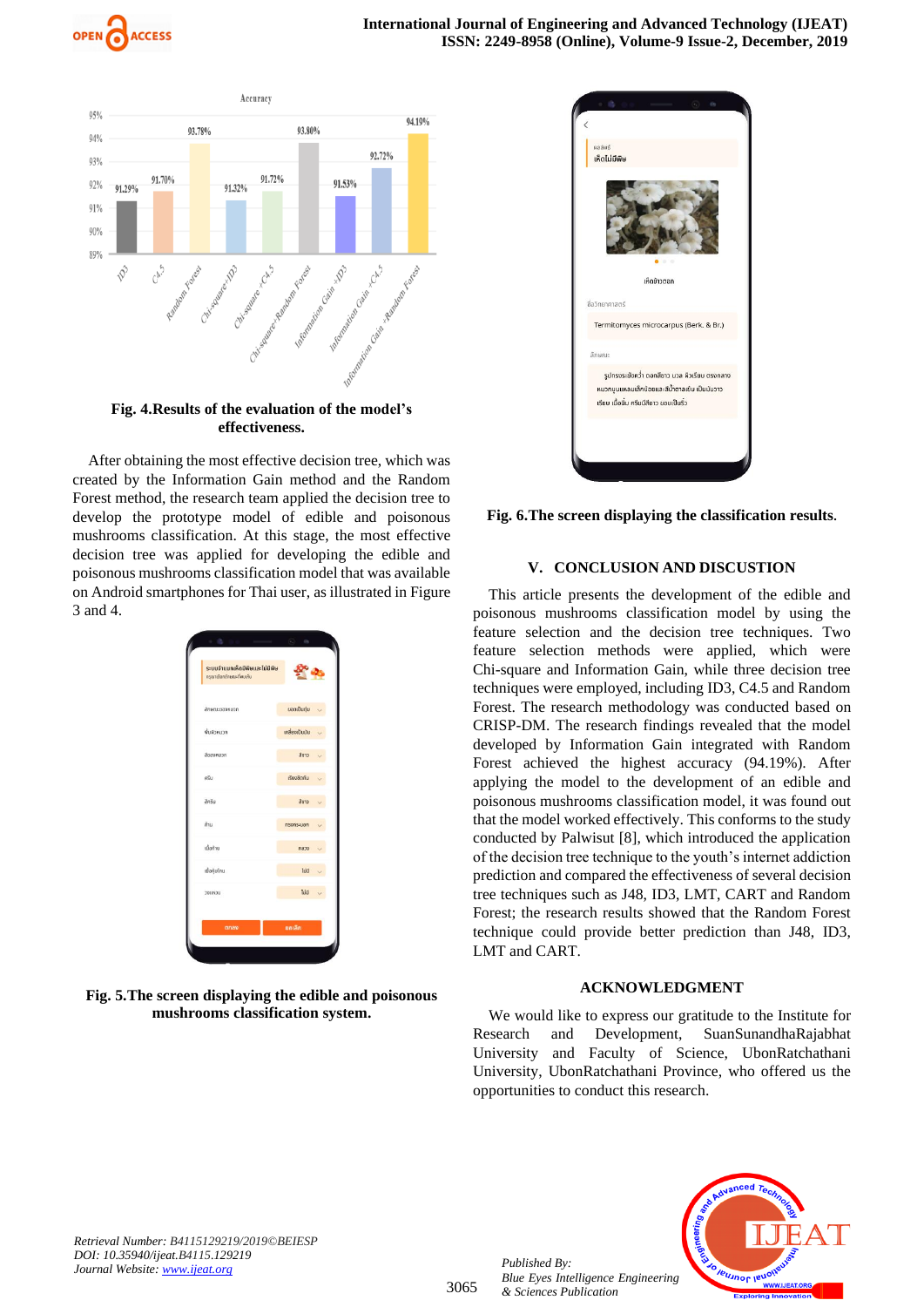**Fig. 4.Results of the evaluation of the model's effectiveness.**

After obtaining the most effective decision tree, which was created by the Information Gain method and the Random Forest method, the research team applied the decision tree to develop the prototype model of edible and poisonous mushrooms classification. At this stage, the most effective decision tree was applied for developing the edible and poisonous mushrooms classification model that was available on Android smartphones for Thai user, as illustrated in Figure 3 and 4.

**Fig. 5.The screen displaying the edible and poisonous mushrooms classification system.**

**Fig. 6.The screen displaying the classification results.**

## V. CONCLUSION AND DISCUSTION

This article presents the development of the edible and poisonous mushrooms classification model by using the feature selection and the decision tree techniques. Two feature selection methods were applied, which were Chi-square and Information Gain, while three decision tree techniques were employed, including ID3, C4.5 and Random Forest. The research methodology was conducted based on CRISP-DM. The research findings revealed that the model developed by Information Gain integrated with Random Forest achieved the highest accuracy (94.19%). After applying the model to the development of an edible and poisonous mushrooms classification model, it was found out that the model worked effectively. This conforms to the study conducted by Palwisut [8], which introduced the application of the decision tree technique to the youth's internet addiction prediction and compared the effectiveness of several decision tree techniques such as J48, ID3, LMT, CART and Random Forest; the research results showed that the Random Forest technique could provide better prediction than J48, ID3, LMT and CART.

## ACKNOWLEDGMENT

We would like to express our gratitude to the Institute for Research and Development, SuanSunandhaRajabhat University and Faculty of Science, UbonRatchathani University, UbonRatchathani Province, who offered us the opportunities to conduct this research.

*Retrieval Number: B4115129219/2019©BEIESP*
*DOI: 10.35940/ijeat.B4115.129219*
*Journal Website: www.ijeat.org*

*Published By:*
*Blue Eyes Intelligence Engineering & Sciences Publication*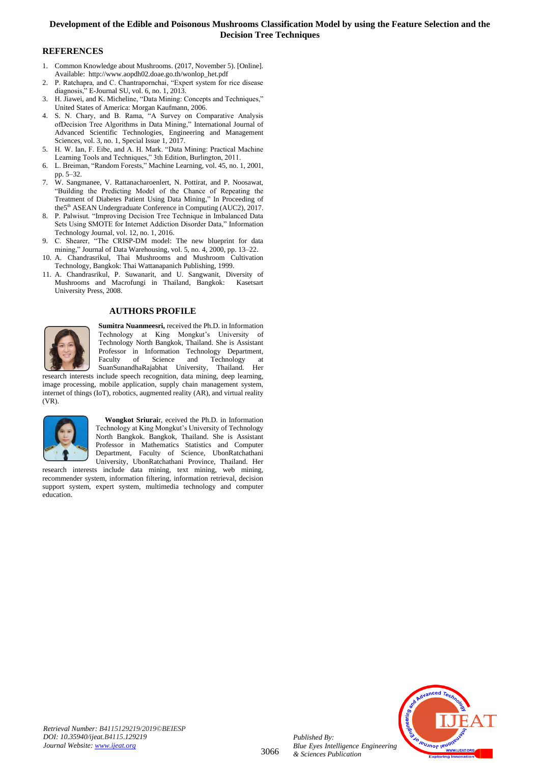## REFERENCES

1. Common Knowledge about Mushrooms. (2017, November 5). [Online]. Available: http://www.aopdh02.doae.go.th/wonlop_het.pdf
2. P. Ratchapra, and C. Chantrapornchai, "Expert system for rice disease diagnosis," E-Journal SU, vol. 6, no. 1, 2013.
3. H. Jiawei, and K. Micheline, "Data Mining: Concepts and Techniques," United States of America: Morgan Kaufmann, 2006.
4. S. N. Chary, and B. Rama, "A Survey on Comparative Analysis ofDecision Tree Algorithms in Data Mining," International Journal of Advanced Scientific Technologies, Engineering and Management Sciences, vol. 3, no. 1, Special Issue 1, 2017.
5. H. W. Ian, F. Eibe, and A. H. Mark. "Data Mining: Practical Machine Learning Tools and Techniques," 3th Edition, Burlington, 2011.
6. L. Breiman, "Random Forests," Machine Learning, vol. 45, no. 1, 2001, pp. 5–32.
7. W. Sangmanee, V. Rattanacharoenlert, N. Pottirat, and P. Noosawat, "Building the Predicting Model of the Chance of Repeating the Treatment of Diabetes Patient Using Data Mining," In Proceeding of the5th ASEAN Undergraduate Conference in Computing (AUC2), 2017.
8. P. Palwisut. "Improving Decision Tree Technique in Imbalanced Data Sets Using SMOTE for Internet Addiction Disorder Data," Information Technology Journal, vol. 12, no. 1, 2016.
9. C. Shearer, "The CRISP-DM model: The new blueprint for data mining," Journal of Data Warehousing, vol. 5, no. 4, 2000, pp. 13–22.
10. A. Chandrasrikul, Thai Mushrooms and Mushroom Cultivation Technology, Bangkok: Thai Wattanapanich Publishing, 1999.
11. A. Chandrasrikul, P. Suwanarit, and U. Sangwanit, Diversity of Mushrooms and Macrofungi in Thailand, Bangkok: Kasetsart University Press, 2008.

## AUTHORS PROFILE

**Sumitra Nuanmeesri,** received the Ph.D. in Information Technology at King Mongkut's University of Technology North Bangkok, Thailand. She is Assistant Professor in Information Technology Department, Faculty of Science and Technology at SuanSunandhaRajabhat University, Thailand. Her research interests include speech recognition, data mining, deep learning, image processing, mobile application, supply chain management system, internet of things (IoT), robotics, augmented reality (AR), and virtual reality (VR).

**Wongkot Sriurai**r, eceived the Ph.D. in Information Technology at King Mongkut's University of Technology North Bangkok. Bangkok, Thailand. She is Assistant Professor in Mathematics Statistics and Computer Department, Faculty of Science, UbonRatchathani University, UbonRatchathani Province, Thailand. Her research interests include data mining, text mining, web mining, recommender system, information filtering, information retrieval, decision support system, expert system, multimedia technology and computer education.